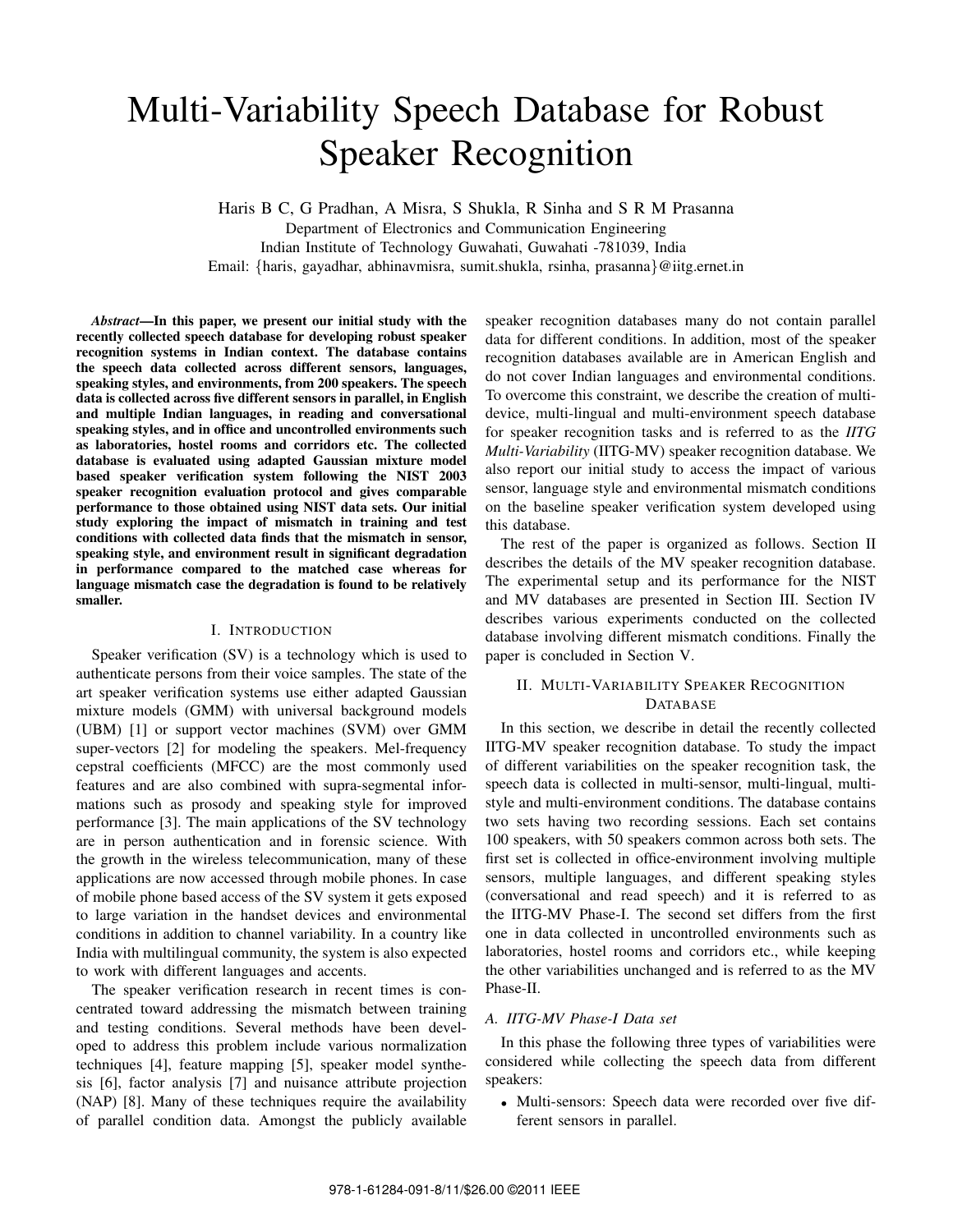# Multi-Variability Speech Database for Robust Speaker Recognition

Haris B C, G Pradhan, A Misra, S Shukla, R Sinha and S R M Prasanna

Department of Electronics and Communication Engineering
Indian Institute of Technology Guwahati, Guwahati -781039, India
Email: {haris, gayadhar, abhinavmisra, sumit.shukla, rsinha, prasanna}@iitg.ernet.in

***Abstract*—In this paper, we present our initial study with the recently collected speech database for developing robust speaker recognition systems in Indian context. The database contains the speech data collected across different sensors, languages, speaking styles, and environments, from 200 speakers. The speech data is collected across five different sensors in parallel, in English and multiple Indian languages, in reading and conversational speaking styles, and in office and uncontrolled environments such as laboratories, hostel rooms and corridors etc. The collected database is evaluated using adapted Gaussian mixture model based speaker verification system following the NIST 2003 speaker recognition evaluation protocol and gives comparable performance to those obtained using NIST data sets. Our initial study exploring the impact of mismatch in training and test conditions with collected data finds that the mismatch in sensor, speaking style, and environment result in significant degradation in performance compared to the matched case whereas for language mismatch case the degradation is found to be relatively smaller.**

## I. Introduction

Speaker verification (SV) is a technology which is used to authenticate persons from their voice samples. The state of the art speaker verification systems use either adapted Gaussian mixture models (GMM) with universal background models (UBM) [1] or support vector machines (SVM) over GMM super-vectors [2] for modeling the speakers. Mel-frequency cepstral coefficients (MFCC) are the most commonly used features and are also combined with supra-segmental informations such as prosody and speaking style for improved performance [3]. The main applications of the SV technology are in person authentication and in forensic science. With the growth in the wireless telecommunication, many of these applications are now accessed through mobile phones. In case of mobile phone based access of the SV system it gets exposed to large variation in the handset devices and environmental conditions in addition to channel variability. In a country like India with multilingual community, the system is also expected to work with different languages and accents.

The speaker verification research in recent times is concentrated toward addressing the mismatch between training and testing conditions. Several methods have been developed to address this problem include various normalization techniques [4], feature mapping [5], speaker model synthesis [6], factor analysis [7] and nuisance attribute projection (NAP) [8]. Many of these techniques require the availability of parallel condition data. Amongst the publicly available speaker recognition databases many do not contain parallel data for different conditions. In addition, most of the speaker recognition databases available are in American English and do not cover Indian languages and environmental conditions. To overcome this constraint, we describe the creation of multi-device, multi-lingual and multi-environment speech database for speaker recognition tasks and is referred to as the *IITG Multi-Variability* (IITG-MV) speaker recognition database. We also report our initial study to access the impact of various sensor, language style and environmental mismatch conditions on the baseline speaker verification system developed using this database.

The rest of the paper is organized as follows. Section II describes the details of the MV speaker recognition database. The experimental setup and its performance for the NIST and MV databases are presented in Section III. Section IV describes various experiments conducted on the collected database involving different mismatch conditions. Finally the paper is concluded in Section V.

## II. Multi-Variability Speaker Recognition Database

In this section, we describe in detail the recently collected IITG-MV speaker recognition database. To study the impact of different variabilities on the speaker recognition task, the speech data is collected in multi-sensor, multi-lingual, multi-style and multi-environment conditions. The database contains two sets having two recording sessions. Each set contains 100 speakers, with 50 speakers common across both sets. The first set is collected in office-environment involving multiple sensors, multiple languages, and different speaking styles (conversational and read speech) and it is referred to as the IITG-MV Phase-I. The second set differs from the first one in data collected in uncontrolled environments such as laboratories, hostel rooms and corridors etc., while keeping the other variabilities unchanged and is referred to as the MV Phase-II.

### A. IITG-MV Phase-I Data set

In this phase the following three types of variabilities were considered while collecting the speech data from different speakers:

- Multi-sensors: Speech data were recorded over five different sensors in parallel.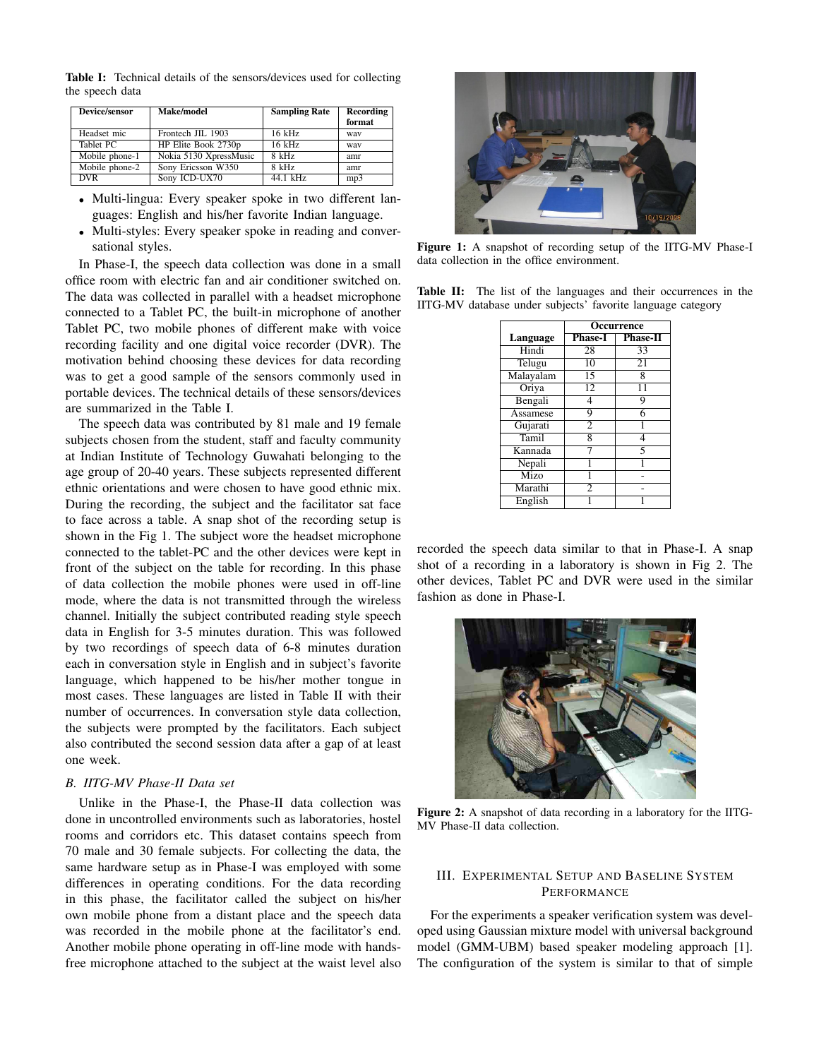**Table I:** Technical details of the sensors/devices used for collecting the speech data

| Device/sensor | Make/model | Sampling Rate | Recording format |
|---|---|---|---|
| Headset mic | Frontech JIL 1903 | 16 kHz | wav |
| Tablet PC | HP Elite Book 2730p | 16 kHz | wav |
| Mobile phone-1 | Nokia 5130 XpressMusic | 8 kHz | amr |
| Mobile phone-2 | Sony Ericsson W350 | 8 kHz | amr |
| DVR | Sony ICD-UX70 | 44.1 kHz | mp3 |

- Multi-lingua: Every speaker spoke in two different languages: English and his/her favorite Indian language.
- Multi-styles: Every speaker spoke in reading and conversational styles.

In Phase-I, the speech data collection was done in a small office room with electric fan and air conditioner switched on. The data was collected in parallel with a headset microphone connected to a Tablet PC, the built-in microphone of another Tablet PC, two mobile phones of different make with voice recording facility and one digital voice recorder (DVR). The motivation behind choosing these devices for data recording was to get a good sample of the sensors commonly used in portable devices. The technical details of these sensors/devices are summarized in the Table I.

The speech data was contributed by 81 male and 19 female subjects chosen from the student, staff and faculty community at Indian Institute of Technology Guwahati belonging to the age group of 20-40 years. These subjects represented different ethnic orientations and were chosen to have good ethnic mix. During the recording, the subject and the facilitator sat face to face across a table. A snap shot of the recording setup is shown in the Fig 1. The subject wore the headset microphone connected to the tablet-PC and the other devices were kept in front of the subject on the table for recording. In this phase of data collection the mobile phones were used in off-line mode, where the data is not transmitted through the wireless channel. Initially the subject contributed reading style speech data in English for 3-5 minutes duration. This was followed by two recordings of speech data of 6-8 minutes duration each in conversation style in English and in subject's favorite language, which happened to be his/her mother tongue in most cases. These languages are listed in Table II with their number of occurrences. In conversation style data collection, the subjects were prompted by the facilitators. Each subject also contributed the second session data after a gap of at least one week.

### B. IITG-MV Phase-II Data set

Unlike in the Phase-I, the Phase-II data collection was done in uncontrolled environments such as laboratories, hostel rooms and corridors etc. This dataset contains speech from 70 male and 30 female subjects. For collecting the data, the same hardware setup as in Phase-I was employed with some differences in operating conditions. For the data recording in this phase, the facilitator called the subject on his/her own mobile phone from a distant place and the speech data was recorded in the mobile phone at the facilitator's end. Another mobile phone operating in off-line mode with hands-free microphone attached to the subject at the waist level also recorded the speech data similar to that in Phase-I. A snap shot of a recording in a laboratory is shown in Fig 2. The other devices, Tablet PC and DVR were used in the similar fashion as done in Phase-I.

**Figure 1:** A snapshot of recording setup of the IITG-MV Phase-I data collection in the office environment.

**Table II:** The list of the languages and their occurrences in the IITG-MV database under subjects' favorite language category

| Language | Occurrence | |
|---|---|---|
| | Phase-I | Phase-II |
| Hindi | 28 | 33 |
| Telugu | 10 | 21 |
| Malayalam | 15 | 8 |
| Oriya | 12 | 11 |
| Bengali | 4 | 9 |
| Assamese | 9 | 6 |
| Gujarati | 2 | 1 |
| Tamil | 8 | 4 |
| Kannada | 7 | 5 |
| Nepali | 1 | 1 |
| Mizo | 1 | - |
| Marathi | 2 | - |
| English | 1 | 1 |

**Figure 2:** A snapshot of data recording in a laboratory for the IITG-MV Phase-II data collection.

## III. Experimental Setup and Baseline System Performance

For the experiments a speaker verification system was developed using Gaussian mixture model with universal background model (GMM-UBM) based speaker modeling approach [1]. The configuration of the system is similar to that of simple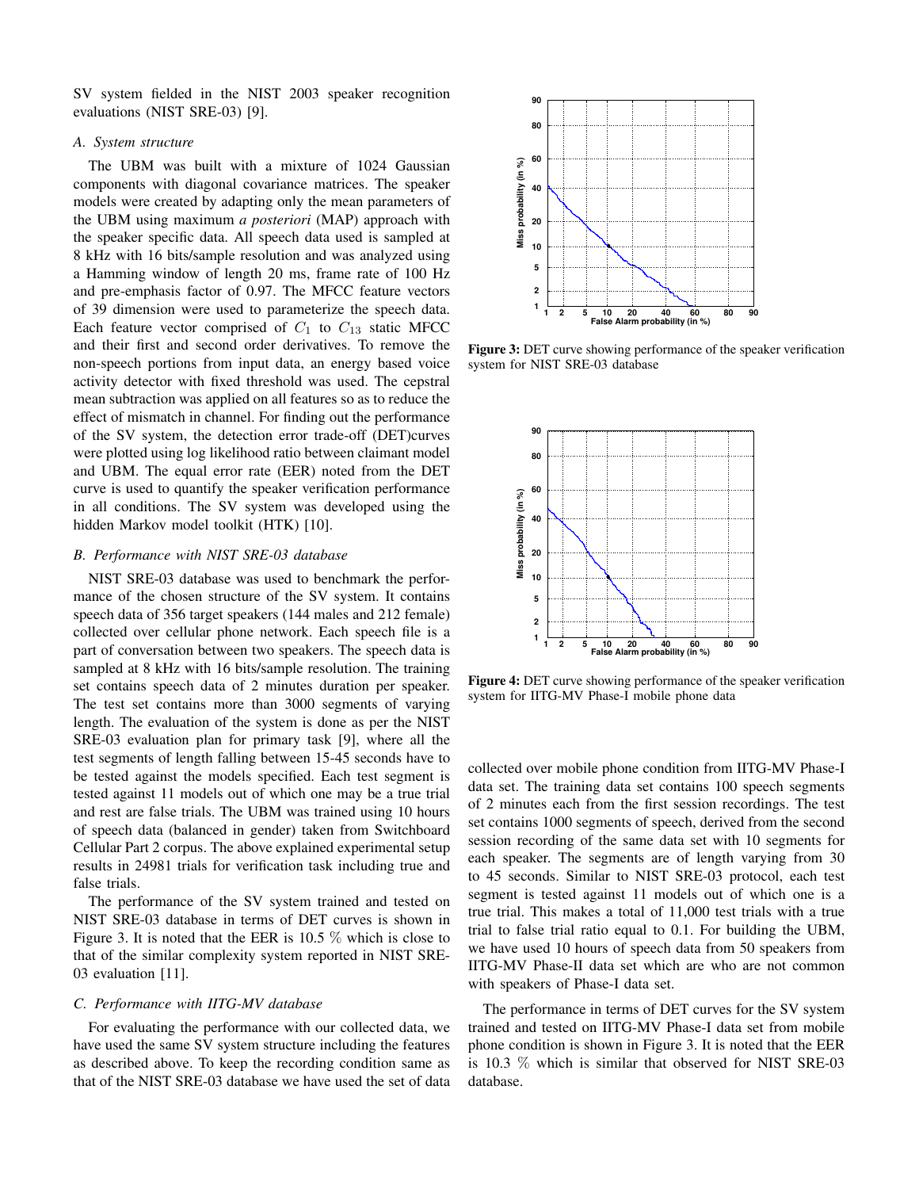SV system fielded in the NIST 2003 speaker recognition evaluations (NIST SRE-03) [9].

### A. System structure

The UBM was built with a mixture of 1024 Gaussian components with diagonal covariance matrices. The speaker models were created by adapting only the mean parameters of the UBM using maximum *a posteriori* (MAP) approach with the speaker specific data. All speech data used is sampled at 8 kHz with 16 bits/sample resolution and was analyzed using a Hamming window of length 20 ms, frame rate of 100 Hz and pre-emphasis factor of 0.97. The MFCC feature vectors of 39 dimension were used to parameterize the speech data. Each feature vector comprised of $C_1$ to $C_{13}$ static MFCC and their first and second order derivatives. To remove the non-speech portions from input data, an energy based voice activity detector with fixed threshold was used. The cepstral mean subtraction was applied on all features so as to reduce the effect of mismatch in channel. For finding out the performance of the SV system, the detection error trade-off (DET)curves were plotted using log likelihood ratio between claimant model and UBM. The equal error rate (EER) noted from the DET curve is used to quantify the speaker verification performance in all conditions. The SV system was developed using the hidden Markov model toolkit (HTK) [10].

### B. Performance with NIST SRE-03 database

NIST SRE-03 database was used to benchmark the performance of the chosen structure of the SV system. It contains speech data of 356 target speakers (144 males and 212 female) collected over cellular phone network. Each speech file is a part of conversation between two speakers. The speech data is sampled at 8 kHz with 16 bits/sample resolution. The training set contains speech data of 2 minutes duration per speaker. The test set contains more than 3000 segments of varying length. The evaluation of the system is done as per the NIST SRE-03 evaluation plan for primary task [9], where all the test segments of length falling between 15-45 seconds have to be tested against the models specified. Each test segment is tested against 11 models out of which one may be a true trial and rest are false trials. The UBM was trained using 10 hours of speech data (balanced in gender) taken from Switchboard Cellular Part 2 corpus. The above explained experimental setup results in 24981 trials for verification task including true and false trials.

The performance of the SV system trained and tested on NIST SRE-03 database in terms of DET curves is shown in Figure 3. It is noted that the EER is 10.5 % which is close to that of the similar complexity system reported in NIST SRE-03 evaluation [11].

### C. Performance with IITG-MV database

For evaluating the performance with our collected data, we have used the same SV system structure including the features as described above. To keep the recording condition same as that of the NIST SRE-03 database we have used the set of data collected over mobile phone condition from IITG-MV Phase-I data set. The training data set contains 100 speech segments of 2 minutes each from the first session recordings. The test set contains 1000 segments of speech, derived from the second session recording of the same data set with 10 segments for each speaker. The segments are of length varying from 30 to 45 seconds. Similar to NIST SRE-03 protocol, each test segment is tested against 11 models out of which one is a true trial. This makes a total of 11,000 test trials with a true trial to false trial ratio equal to 0.1. For building the UBM, we have used 10 hours of speech data from 50 speakers from IITG-MV Phase-II data set which are who are not common with speakers of Phase-I data set.

The performance in terms of DET curves for the SV system trained and tested on IITG-MV Phase-I data set from mobile phone condition is shown in Figure 3. It is noted that the EER is 10.3 % which is similar that observed for NIST SRE-03 database.

**Figure 3:** DET curve showing performance of the speaker verification system for NIST SRE-03 database

**Figure 4:** DET curve showing performance of the speaker verification system for IITG-MV Phase-I mobile phone data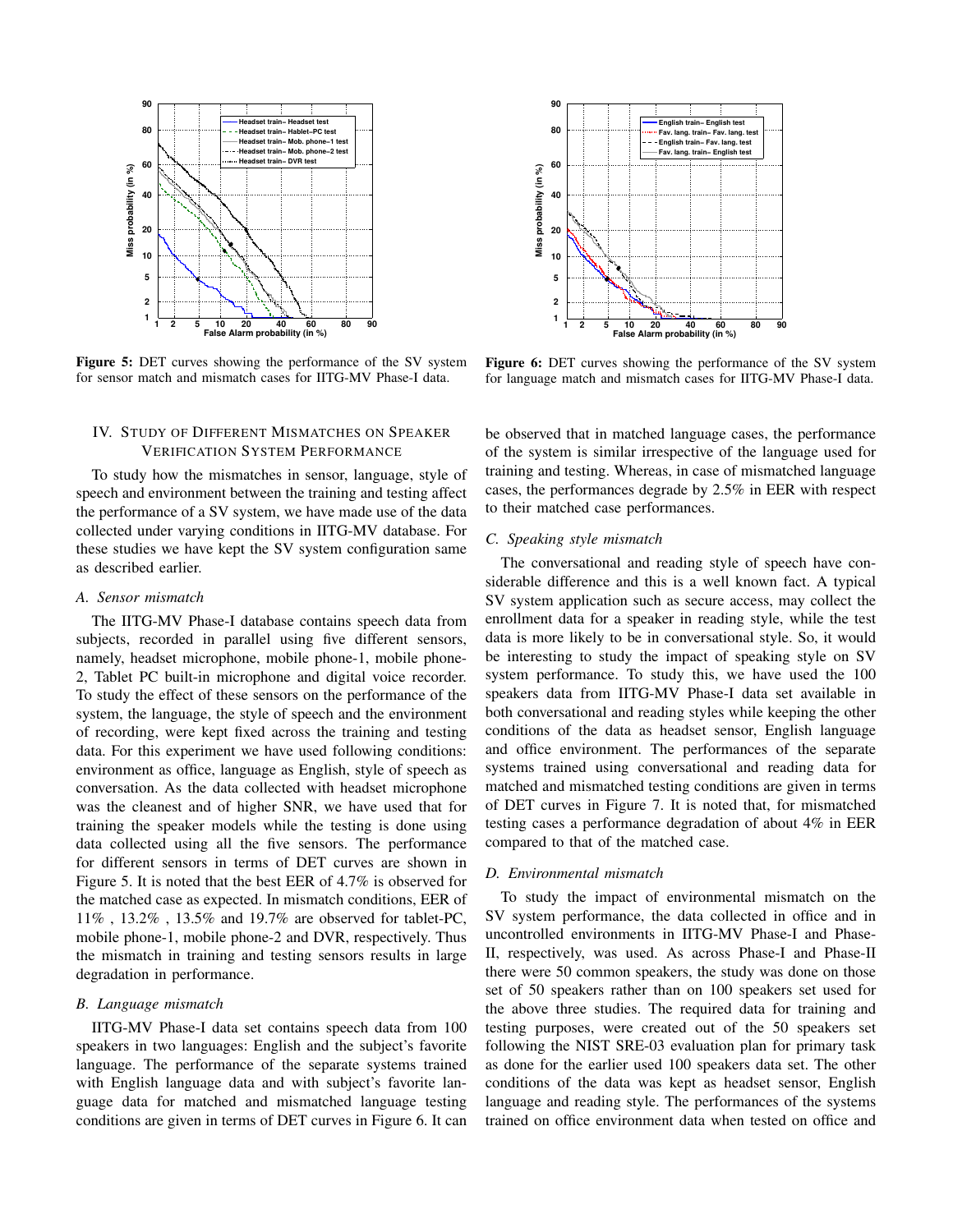Figure 5: DET curves showing the performance of the SV system for sensor match and mismatch cases for IITG-MV Phase-I data.

Figure 6: DET curves showing the performance of the SV system for language match and mismatch cases for IITG-MV Phase-I data.

## IV. Study of Different Mismatches on Speaker Verification System Performance

To study how the mismatches in sensor, language, style of speech and environment between the training and testing affect the performance of a SV system, we have made use of the data collected under varying conditions in IITG-MV database. For these studies we have kept the SV system configuration same as described earlier.

### A. Sensor mismatch

The IITG-MV Phase-I database contains speech data from subjects, recorded in parallel using five different sensors, namely, headset microphone, mobile phone-1, mobile phone-2, Tablet PC built-in microphone and digital voice recorder. To study the effect of these sensors on the performance of the system, the language, the style of speech and the environment of recording, were kept fixed across the training and testing data. For this experiment we have used following conditions: environment as office, language as English, style of speech as conversation. As the data collected with headset microphone was the cleanest and of higher SNR, we have used that for training the speaker models while the testing is done using data collected using all the five sensors. The performance for different sensors in terms of DET curves are shown in Figure 5. It is noted that the best EER of 4.7% is observed for the matched case as expected. In mismatch conditions, EER of 11% , 13.2% , 13.5% and 19.7% are observed for tablet-PC, mobile phone-1, mobile phone-2 and DVR, respectively. Thus the mismatch in training and testing sensors results in large degradation in performance.

### B. Language mismatch

IITG-MV Phase-I data set contains speech data from 100 speakers in two languages: English and the subject's favorite language. The performance of the separate systems trained with English language data and with subject's favorite language data for matched and mismatched language testing conditions are given in terms of DET curves in Figure 6. It can be observed that in matched language cases, the performance of the system is similar irrespective of the language used for training and testing. Whereas, in case of mismatched language cases, the performances degrade by 2.5% in EER with respect to their matched case performances.

### C. Speaking style mismatch

The conversational and reading style of speech have considerable difference and this is a well known fact. A typical SV system application such as secure access, may collect the enrollment data for a speaker in reading style, while the test data is more likely to be in conversational style. So, it would be interesting to study the impact of speaking style on SV system performance. To study this, we have used the 100 speakers data from IITG-MV Phase-I data set available in both conversational and reading styles while keeping the other conditions of the data as headset sensor, English language and office environment. The performances of the separate systems trained using conversational and reading data for matched and mismatched testing conditions are given in terms of DET curves in Figure 7. It is noted that, for mismatched testing cases a performance degradation of about 4% in EER compared to that of the matched case.

### D. Environmental mismatch

To study the impact of environmental mismatch on the SV system performance, the data collected in office and in uncontrolled environments in IITG-MV Phase-I and Phase-II, respectively, was used. As across Phase-I and Phase-II there were 50 common speakers, the study was done on those set of 50 speakers rather than on 100 speakers set used for the above three studies. The required data for training and testing purposes, were created out of the 50 speakers set following the NIST SRE-03 evaluation plan for primary task as done for the earlier used 100 speakers data set. The other conditions of the data was kept as headset sensor, English language and reading style. The performances of the systems trained on office environment data when tested on office and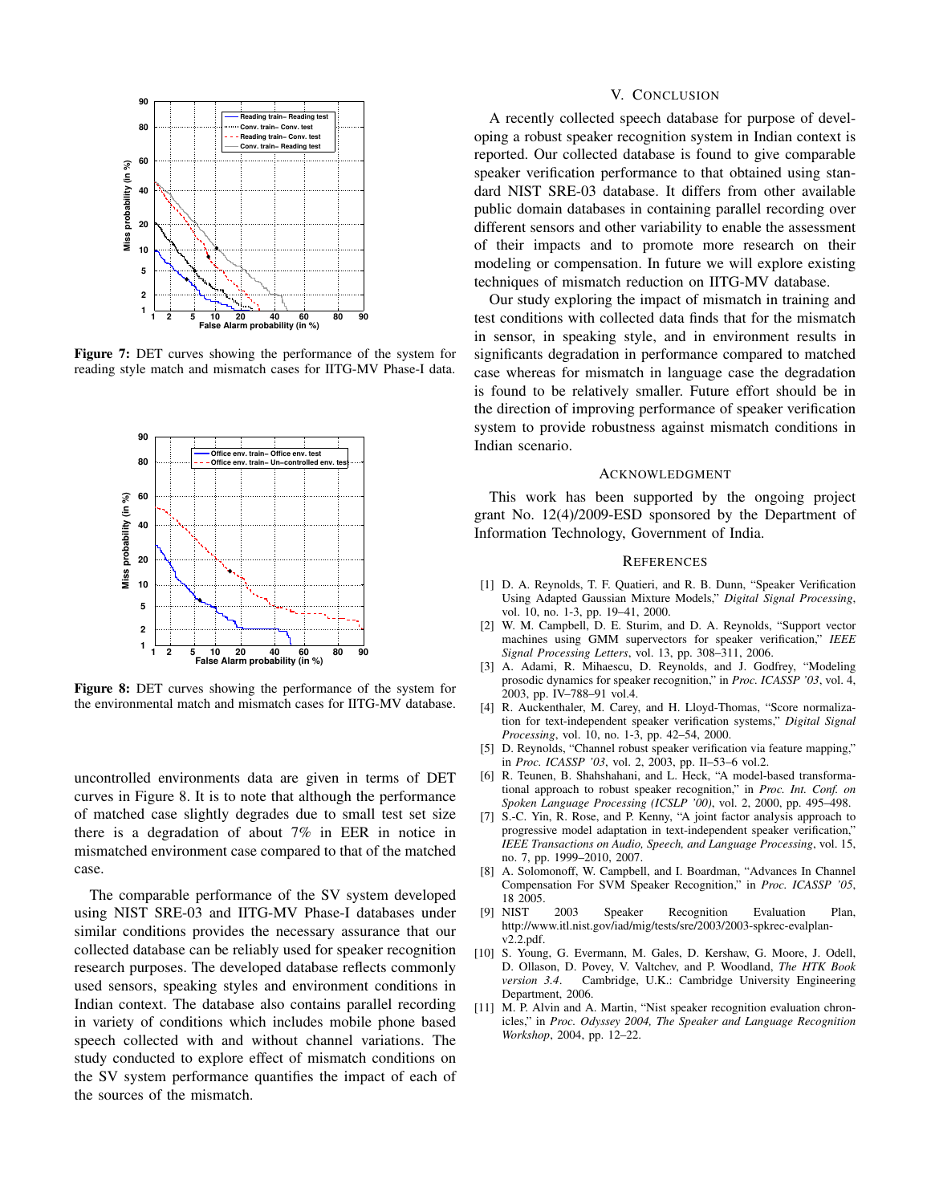90
80
60
40
20
10
5
2
1
Miss probability (in %)
1 2 5 10 20 40 60 80 90
False Alarm probability (in %)
Reading train– Reading test
Conv. train– Conv. test
Reading train– Conv. test
Conv. train– Reading test

**Figure 7:** DET curves showing the performance of the system for reading style match and mismatch cases for IITG-MV Phase-I data.

90
80
60
40
20
10
5
2
1
Miss probability (in %)
1 2 5 10 20 40 60 80 90
False Alarm probability (in %)
Office env. train– Office env. test
Office env. train– Un-controlled env. test

**Figure 8:** DET curves showing the performance of the system for the environmental match and mismatch cases for IITG-MV database.

uncontrolled environments data are given in terms of DET curves in Figure 8. It is to note that although the performance of matched case slightly degrades due to small test set size there is a degradation of about 7% in EER in notice in mismatched environment case compared to that of the matched case.

The comparable performance of the SV system developed using NIST SRE-03 and IITG-MV Phase-I databases under similar conditions provides the necessary assurance that our collected database can be reliably used for speaker recognition research purposes. The developed database reflects commonly used sensors, speaking styles and environment conditions in Indian context. The database also contains parallel recording in variety of conditions which includes mobile phone based speech collected with and without channel variations. The study conducted to explore effect of mismatch conditions on the SV system performance quantifies the impact of each of the sources of the mismatch.

## V. Conclusion

A recently collected speech database for purpose of developing a robust speaker recognition system in Indian context is reported. Our collected database is found to give comparable speaker verification performance to that obtained using standard NIST SRE-03 database. It differs from other available public domain databases in containing parallel recording over different sensors and other variability to enable the assessment of their impacts and to promote more research on their modeling or compensation. In future we will explore existing techniques of mismatch reduction on IITG-MV database.

Our study exploring the impact of mismatch in training and test conditions with collected data finds that for the mismatch in sensor, in speaking style, and in environment results in significants degradation in performance compared to matched case whereas for mismatch in language case the degradation is found to be relatively smaller. Future effort should be in the direction of improving performance of speaker verification system to provide robustness against mismatch conditions in Indian scenario.

## Acknowledgment

This work has been supported by the ongoing project grant No. 12(4)/2009-ESD sponsored by the Department of Information Technology, Government of India.

## References

[1] D. A. Reynolds, T. F. Quatieri, and R. B. Dunn, "Speaker Verification Using Adapted Gaussian Mixture Models," *Digital Signal Processing*, vol. 10, no. 1-3, pp. 19–41, 2000.

[2] W. M. Campbell, D. E. Sturim, and D. A. Reynolds, "Support vector machines using GMM supervectors for speaker verification," *IEEE Signal Processing Letters*, vol. 13, pp. 308–311, 2006.

[3] A. Adami, R. Mihaescu, D. Reynolds, and J. Godfrey, "Modeling prosodic dynamics for speaker recognition," in *Proc. ICASSP '03*, vol. 4, 2003, pp. IV–788–91 vol.4.

[4] R. Auckenthaler, M. Carey, and H. Lloyd-Thomas, "Score normalization for text-independent speaker verification systems," *Digital Signal Processing*, vol. 10, no. 1-3, pp. 42–54, 2000.

[5] D. Reynolds, "Channel robust speaker verification via feature mapping," in *Proc. ICASSP '03*, vol. 2, 2003, pp. II–53–6 vol.2.

[6] R. Teunen, B. Shahshahani, and L. Heck, "A model-based transformational approach to robust speaker recognition," in *Proc. Int. Conf. on Spoken Language Processing (ICSLP '00)*, vol. 2, 2000, pp. 495–498.

[7] S.-C. Yin, R. Rose, and P. Kenny, "A joint factor analysis approach to progressive model adaptation in text-independent speaker verification," *IEEE Transactions on Audio, Speech, and Language Processing*, vol. 15, no. 7, pp. 1999–2010, 2007.

[8] A. Solomonoff, W. Campbell, and I. Boardman, "Advances In Channel Compensation For SVM Speaker Recognition," in *Proc. ICASSP '05*, 18 2005.

[9] NIST 2003 Speaker Recognition Evaluation Plan, http://www.itl.nist.gov/iad/mig/tests/sre/2003/2003-spkrec-evalplan-v2.2.pdf.

[10] S. Young, G. Evermann, M. Gales, D. Kershaw, G. Moore, J. Odell, D. Ollason, D. Povey, V. Valtchev, and P. Woodland, *The HTK Book version 3.4*. Cambridge, U.K.: Cambridge University Engineering Department, 2006.

[11] M. P. Alvin and A. Martin, "Nist speaker recognition evaluation chronicles," in *Proc. Odyssey 2004, The Speaker and Language Recognition Workshop*, 2004, pp. 12–22.